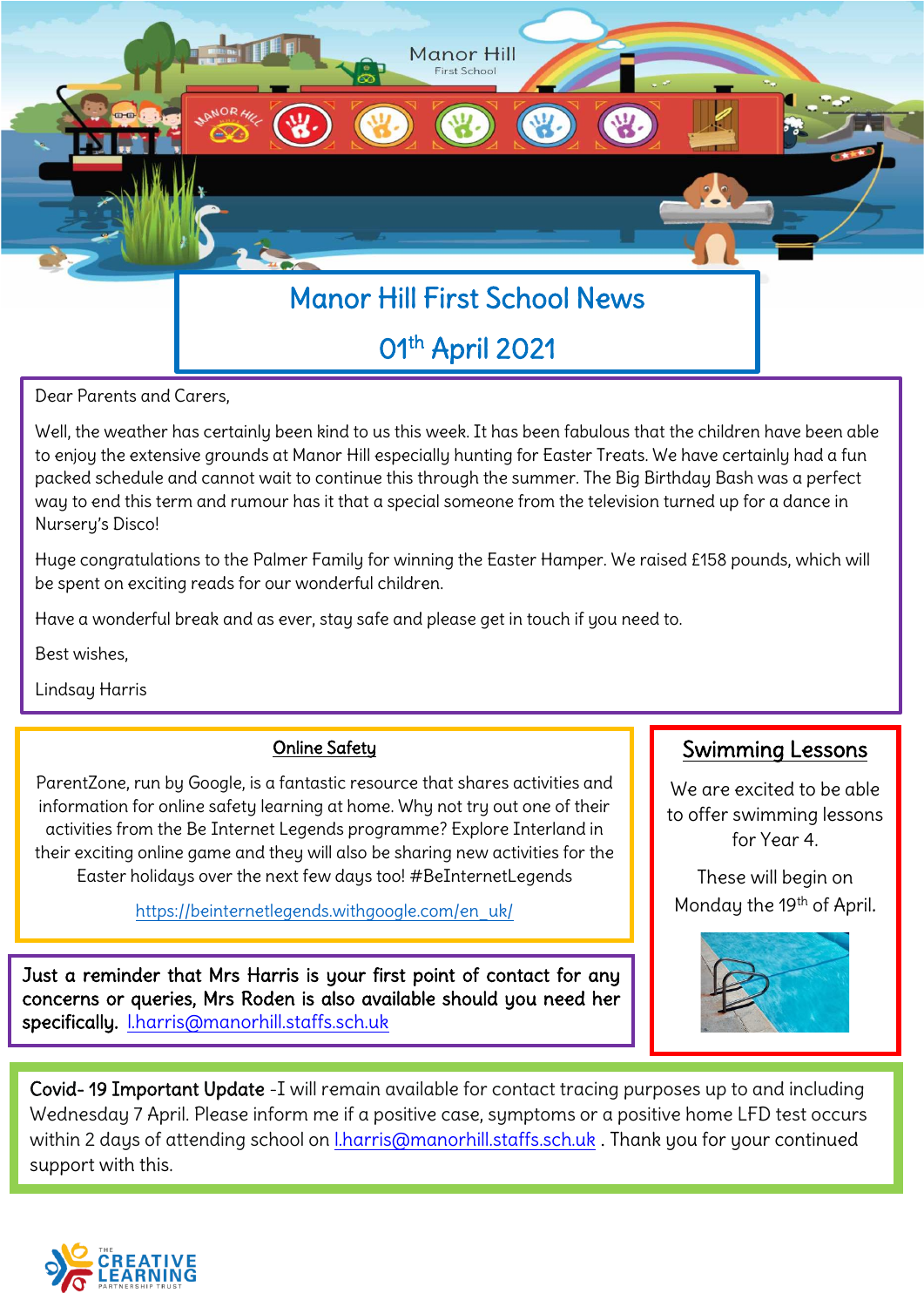# Manor Hill First School News

## 01th April 2021

Dear Parents and Carers,

Well, the weather has certainly been kind to us this week. It has been fabulous that the children have been able to enjoy the extensive grounds at Manor Hill especially hunting for Easter Treats. We have certainly had a fun packed schedule and cannot wait to continue this through the summer. The Big Birthday Bash was a perfect way to end this term and rumour has it that a special someone from the television turned up for a dance in Nursery's Disco!

Huge congratulations to the Palmer Family for winning the Easter Hamper. We raised £158 pounds, which will be spent on exciting reads for our wonderful children.

Have a wonderful break and as ever, stay safe and please get in touch if you need to.

Best wishes,

Lindsay Harris

### Online Safety

ParentZone, run by Google, is a fantastic resource that shares activities and information for online safety learning at home. Why not try out one of their activities from the Be Internet Legends programme? Explore Interland in their exciting online game and they will also be sharing new activities for the Easter holidays over the next few days too! #BeInternetLegends

https://beinternetlegends.withgoogle.com/en_uk/

**Just a reminder that Mrs Harris is your first point of contact for any concerns or queries, Mrs Roden is also available should you need her specifically.** l.harris@manorhill.staffs.sch.uk

### Swimming Lessons

We are excited to be able to offer swimming lessons for Year 4.

These will begin on Monday the 19th of April.

Covid- 19 Important Update -I will remain available for contact tracing purposes up to and including Wednesday 7 April. Please inform me if a positive case, symptoms or a positive home LFD test occurs within 2 days of attending school on l.harris@manorhill.staffs.sch.uk . Thank you for your continued support with this.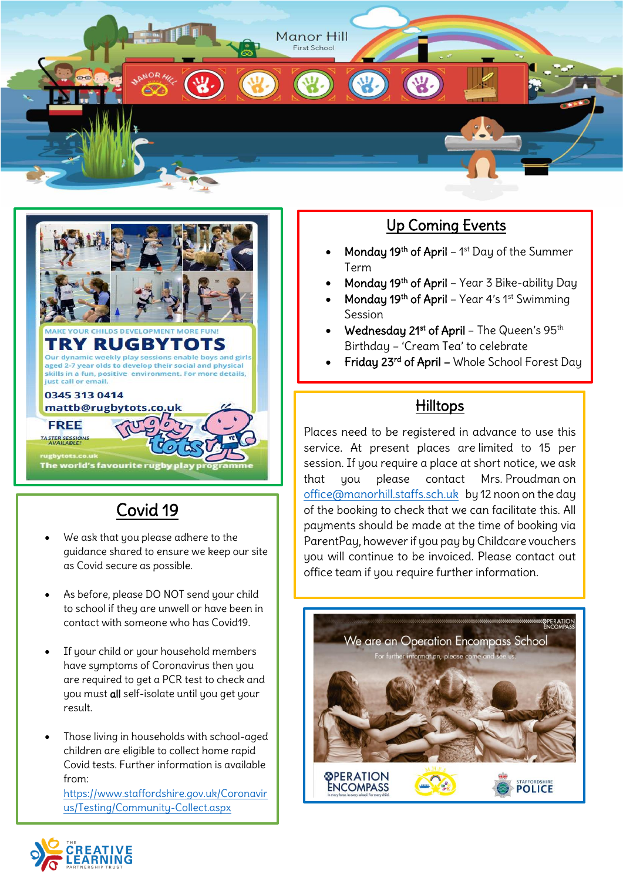Manor Hill
First School

MAKE YOUR CHILDS DEVELOPMENT MORE FUN!

**TRY RUGBYTOTS**

Our dynamic weekly play sessions enable boys and girls aged 2-7 year olds to develop their social and physical skills in a fun, positive environment. For more details, just call or email.

0345 313 0414

mattb@rugbytots.co.uk

FREE TASTER SESSIONS AVAILABLE!

rugbytots.co.uk

The world's favourite rugby play programme

## Up Coming Events

- **Monday 19th of April** – 1st Day of the Summer Term
- **Monday 19th of April** – Year 3 Bike-ability Day
- **Monday 19th of April** – Year 4's 1st Swimming Session
- **Wednesday 21st of April** – The Queen's 95th Birthday – 'Cream Tea' to celebrate
- **Friday 23rd of April** – Whole School Forest Day

## Covid 19

- We ask that you please adhere to the guidance shared to ensure we keep our site as Covid secure as possible.
- As before, please DO NOT send your child to school if they are unwell or have been in contact with someone who has Covid19.
- If your child or your household members have symptoms of Coronavirus then you are required to get a PCR test to check and you must **all** self-isolate until you get your result.
- Those living in households with school-aged children are eligible to collect home rapid Covid tests. Further information is available from: https://www.staffordshire.gov.uk/Coronavirus/Testing/Community-Collect.aspx

## Hilltops

Places need to be registered in advance to use this service. At present places are limited to 15 per session. If you require a place at short notice, we ask that you please contact Mrs. Proudman on office@manorhill.staffs.sch.uk by 12 noon on the day of the booking to check that we can facilitate this. All payments should be made at the time of booking via ParentPay, however if you pay by Childcare vouchers you will continue to be invoiced. Please contact out office team if you require further information.

We are an Operation Encompass School

For further information, please come and see us.

OPERATION ENCOMPASS

STAFFORDSHIRE POLICE

THE CREATIVE LEARNING PARTNERSHIP TRUST